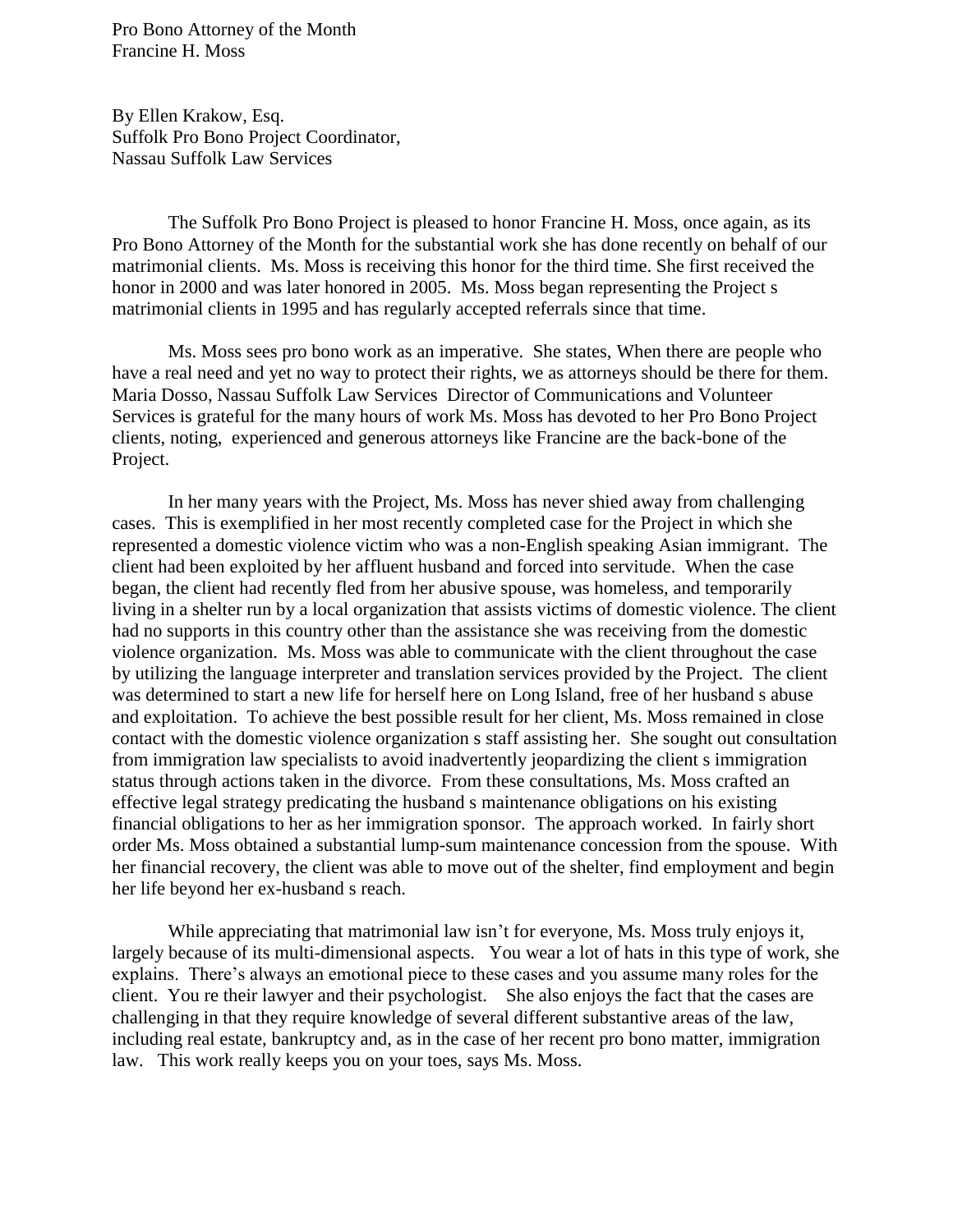Pro Bono Attorney of the Month
Francine H. Moss

By Ellen Krakow, Esq.
Suffolk Pro Bono Project Coordinator,
Nassau Suffolk Law Services

The Suffolk Pro Bono Project is pleased to honor Francine H. Moss, once again, as its Pro Bono Attorney of the Month for the substantial work she has done recently on behalf of our matrimonial clients. Ms. Moss is receiving this honor for the third time. She first received the honor in 2000 and was later honored in 2005. Ms. Moss began representing the Project s matrimonial clients in 1995 and has regularly accepted referrals since that time.

Ms. Moss sees pro bono work as an imperative. She states, When there are people who have a real need and yet no way to protect their rights, we as attorneys should be there for them. Maria Dosso, Nassau Suffolk Law Services Director of Communications and Volunteer Services is grateful for the many hours of work Ms. Moss has devoted to her Pro Bono Project clients, noting, experienced and generous attorneys like Francine are the back-bone of the Project.

In her many years with the Project, Ms. Moss has never shied away from challenging cases. This is exemplified in her most recently completed case for the Project in which she represented a domestic violence victim who was a non-English speaking Asian immigrant. The client had been exploited by her affluent husband and forced into servitude. When the case began, the client had recently fled from her abusive spouse, was homeless, and temporarily living in a shelter run by a local organization that assists victims of domestic violence. The client had no supports in this country other than the assistance she was receiving from the domestic violence organization. Ms. Moss was able to communicate with the client throughout the case by utilizing the language interpreter and translation services provided by the Project. The client was determined to start a new life for herself here on Long Island, free of her husband s abuse and exploitation. To achieve the best possible result for her client, Ms. Moss remained in close contact with the domestic violence organization s staff assisting her. She sought out consultation from immigration law specialists to avoid inadvertently jeopardizing the client s immigration status through actions taken in the divorce. From these consultations, Ms. Moss crafted an effective legal strategy predicating the husband s maintenance obligations on his existing financial obligations to her as her immigration sponsor. The approach worked. In fairly short order Ms. Moss obtained a substantial lump-sum maintenance concession from the spouse. With her financial recovery, the client was able to move out of the shelter, find employment and begin her life beyond her ex-husband s reach.

While appreciating that matrimonial law isn't for everyone, Ms. Moss truly enjoys it, largely because of its multi-dimensional aspects. You wear a lot of hats in this type of work, she explains. There's always an emotional piece to these cases and you assume many roles for the client. You re their lawyer and their psychologist. She also enjoys the fact that the cases are challenging in that they require knowledge of several different substantive areas of the law, including real estate, bankruptcy and, as in the case of her recent pro bono matter, immigration law. This work really keeps you on your toes, says Ms. Moss.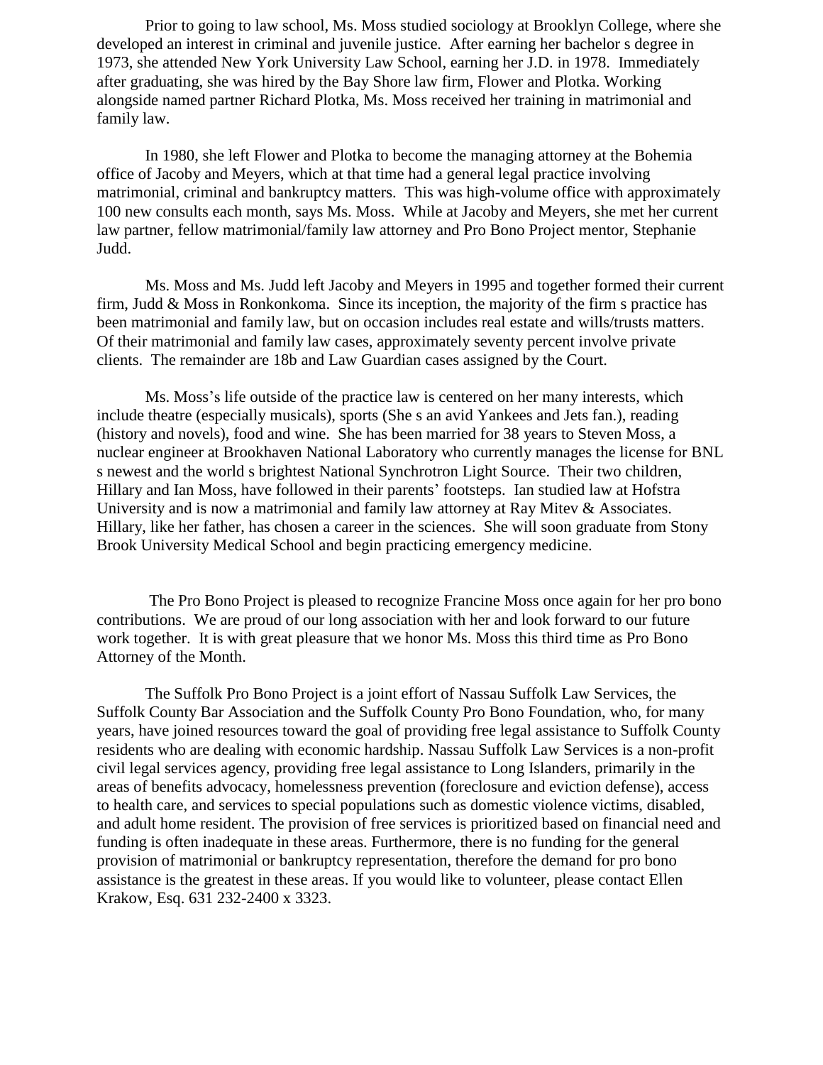Prior to going to law school, Ms. Moss studied sociology at Brooklyn College, where she developed an interest in criminal and juvenile justice. After earning her bachelor s degree in 1973, she attended New York University Law School, earning her J.D. in 1978. Immediately after graduating, she was hired by the Bay Shore law firm, Flower and Plotka. Working alongside named partner Richard Plotka, Ms. Moss received her training in matrimonial and family law.

In 1980, she left Flower and Plotka to become the managing attorney at the Bohemia office of Jacoby and Meyers, which at that time had a general legal practice involving matrimonial, criminal and bankruptcy matters. This was high-volume office with approximately 100 new consults each month, says Ms. Moss. While at Jacoby and Meyers, she met her current law partner, fellow matrimonial/family law attorney and Pro Bono Project mentor, Stephanie Judd.

Ms. Moss and Ms. Judd left Jacoby and Meyers in 1995 and together formed their current firm, Judd & Moss in Ronkonkoma. Since its inception, the majority of the firm s practice has been matrimonial and family law, but on occasion includes real estate and wills/trusts matters. Of their matrimonial and family law cases, approximately seventy percent involve private clients. The remainder are 18b and Law Guardian cases assigned by the Court.

Ms. Moss's life outside of the practice law is centered on her many interests, which include theatre (especially musicals), sports (She s an avid Yankees and Jets fan.), reading (history and novels), food and wine. She has been married for 38 years to Steven Moss, a nuclear engineer at Brookhaven National Laboratory who currently manages the license for BNL s newest and the world s brightest National Synchrotron Light Source. Their two children, Hillary and Ian Moss, have followed in their parents' footsteps. Ian studied law at Hofstra University and is now a matrimonial and family law attorney at Ray Mitev & Associates. Hillary, like her father, has chosen a career in the sciences. She will soon graduate from Stony Brook University Medical School and begin practicing emergency medicine.

The Pro Bono Project is pleased to recognize Francine Moss once again for her pro bono contributions. We are proud of our long association with her and look forward to our future work together. It is with great pleasure that we honor Ms. Moss this third time as Pro Bono Attorney of the Month.

The Suffolk Pro Bono Project is a joint effort of Nassau Suffolk Law Services, the Suffolk County Bar Association and the Suffolk County Pro Bono Foundation, who, for many years, have joined resources toward the goal of providing free legal assistance to Suffolk County residents who are dealing with economic hardship. Nassau Suffolk Law Services is a non-profit civil legal services agency, providing free legal assistance to Long Islanders, primarily in the areas of benefits advocacy, homelessness prevention (foreclosure and eviction defense), access to health care, and services to special populations such as domestic violence victims, disabled, and adult home resident. The provision of free services is prioritized based on financial need and funding is often inadequate in these areas. Furthermore, there is no funding for the general provision of matrimonial or bankruptcy representation, therefore the demand for pro bono assistance is the greatest in these areas. If you would like to volunteer, please contact Ellen Krakow, Esq. 631 232-2400 x 3323.